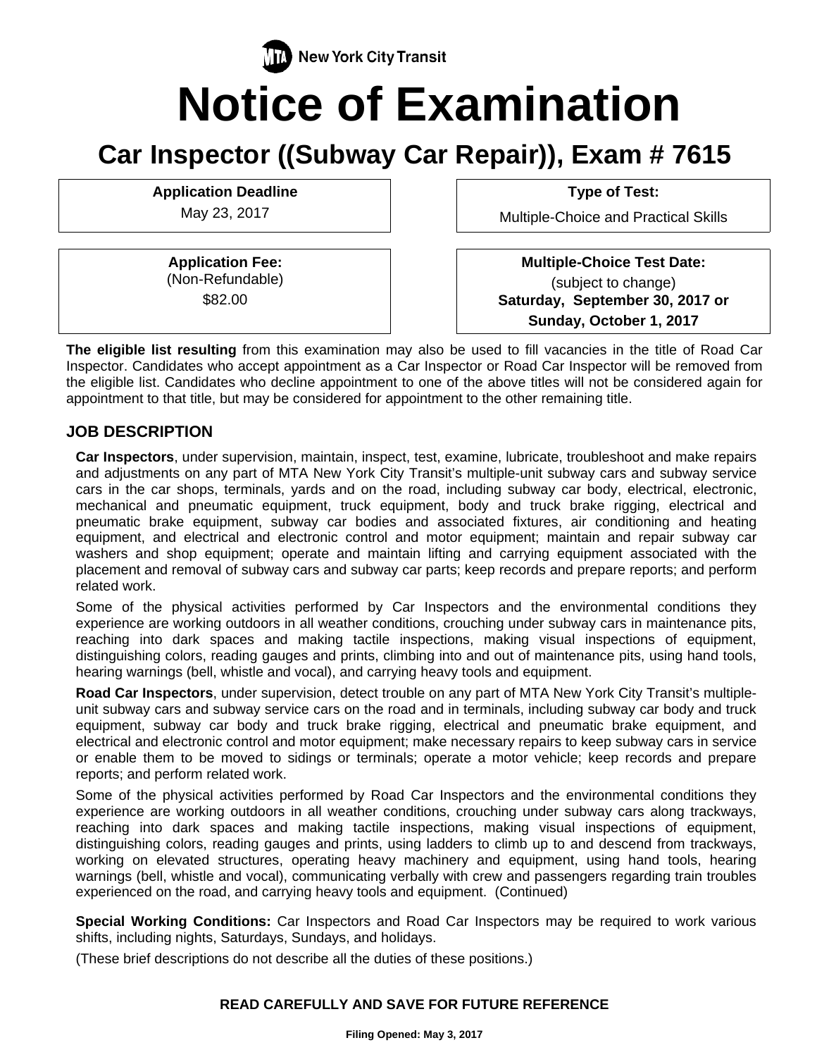MTA New York City Transit

# Notice of Examination

## Car Inspector ((Subway Car Repair)), Exam # 7615

| **Application Deadline** | **Type of Test:** |
| --- | --- |
| May 23, 2017 | Multiple-Choice and Practical Skills |

| **Application Fee:** | **Multiple-Choice Test Date:** |
| --- | --- |
| (Non-Refundable) $82.00 | (subject to change) **Saturday, September 30, 2017 or Sunday, October 1, 2017** |

**The eligible list resulting** from this examination may also be used to fill vacancies in the title of Road Car Inspector. Candidates who accept appointment as a Car Inspector or Road Car Inspector will be removed from the eligible list. Candidates who decline appointment to one of the above titles will not be considered again for appointment to that title, but may be considered for appointment to the other remaining title.

### JOB DESCRIPTION

**Car Inspectors**, under supervision, maintain, inspect, test, examine, lubricate, troubleshoot and make repairs and adjustments on any part of MTA New York City Transit's multiple-unit subway cars and subway service cars in the car shops, terminals, yards and on the road, including subway car body, electrical, electronic, mechanical and pneumatic equipment, truck equipment, body and truck brake rigging, electrical and pneumatic brake equipment, subway car bodies and associated fixtures, air conditioning and heating equipment, and electrical and electronic control and motor equipment; maintain and repair subway car washers and shop equipment; operate and maintain lifting and carrying equipment associated with the placement and removal of subway cars and subway car parts; keep records and prepare reports; and perform related work.

Some of the physical activities performed by Car Inspectors and the environmental conditions they experience are working outdoors in all weather conditions, crouching under subway cars in maintenance pits, reaching into dark spaces and making tactile inspections, making visual inspections of equipment, distinguishing colors, reading gauges and prints, climbing into and out of maintenance pits, using hand tools, hearing warnings (bell, whistle and vocal), and carrying heavy tools and equipment.

**Road Car Inspectors**, under supervision, detect trouble on any part of MTA New York City Transit's multiple-unit subway cars and subway service cars on the road and in terminals, including subway car body and truck equipment, subway car body and truck brake rigging, electrical and pneumatic brake equipment, and electrical and electronic control and motor equipment; make necessary repairs to keep subway cars in service or enable them to be moved to sidings or terminals; operate a motor vehicle; keep records and prepare reports; and perform related work.

Some of the physical activities performed by Road Car Inspectors and the environmental conditions they experience are working outdoors in all weather conditions, crouching under subway cars along trackways, reaching into dark spaces and making tactile inspections, making visual inspections of equipment, distinguishing colors, reading gauges and prints, using ladders to climb up to and descend from trackways, working on elevated structures, operating heavy machinery and equipment, using hand tools, hearing warnings (bell, whistle and vocal), communicating verbally with crew and passengers regarding train troubles experienced on the road, and carrying heavy tools and equipment. (Continued)

**Special Working Conditions:** Car Inspectors and Road Car Inspectors may be required to work various shifts, including nights, Saturdays, Sundays, and holidays.

(These brief descriptions do not describe all the duties of these positions.)

**READ CAREFULLY AND SAVE FOR FUTURE REFERENCE**

**Filing Opened: May 3, 2017**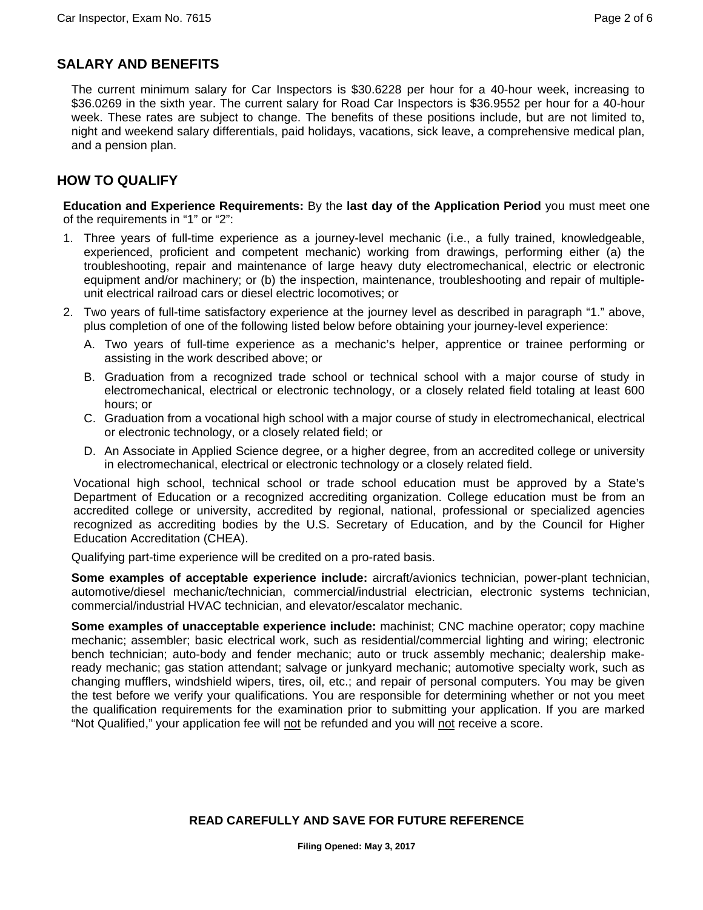## SALARY AND BENEFITS

The current minimum salary for Car Inspectors is $30.6228 per hour for a 40-hour week, increasing to $36.0269 in the sixth year. The current salary for Road Car Inspectors is $36.9552 per hour for a 40-hour week. These rates are subject to change. The benefits of these positions include, but are not limited to, night and weekend salary differentials, paid holidays, vacations, sick leave, a comprehensive medical plan, and a pension plan.

## HOW TO QUALIFY

**Education and Experience Requirements:** By the **last day of the Application Period** you must meet one of the requirements in "1" or "2":

1. Three years of full-time experience as a journey-level mechanic (i.e., a fully trained, knowledgeable, experienced, proficient and competent mechanic) working from drawings, performing either (a) the troubleshooting, repair and maintenance of large heavy duty electromechanical, electric or electronic equipment and/or machinery; or (b) the inspection, maintenance, troubleshooting and repair of multiple-unit electrical railroad cars or diesel electric locomotives; or
2. Two years of full-time satisfactory experience at the journey level as described in paragraph "1." above, plus completion of one of the following listed below before obtaining your journey-level experience:
   - A. Two years of full-time experience as a mechanic's helper, apprentice or trainee performing or assisting in the work described above; or
   - B. Graduation from a recognized trade school or technical school with a major course of study in electromechanical, electrical or electronic technology, or a closely related field totaling at least 600 hours; or
   - C. Graduation from a vocational high school with a major course of study in electromechanical, electrical or electronic technology, or a closely related field; or
   - D. An Associate in Applied Science degree, or a higher degree, from an accredited college or university in electromechanical, electrical or electronic technology or a closely related field.

Vocational high school, technical school or trade school education must be approved by a State's Department of Education or a recognized accrediting organization. College education must be from an accredited college or university, accredited by regional, national, professional or specialized agencies recognized as accrediting bodies by the U.S. Secretary of Education, and by the Council for Higher Education Accreditation (CHEA).

Qualifying part-time experience will be credited on a pro-rated basis.

**Some examples of acceptable experience include:** aircraft/avionics technician, power-plant technician, automotive/diesel mechanic/technician, commercial/industrial electrician, electronic systems technician, commercial/industrial HVAC technician, and elevator/escalator mechanic.

**Some examples of unacceptable experience include:** machinist; CNC machine operator; copy machine mechanic; assembler; basic electrical work, such as residential/commercial lighting and wiring; electronic bench technician; auto-body and fender mechanic; auto or truck assembly mechanic; dealership make-ready mechanic; gas station attendant; salvage or junkyard mechanic; automotive specialty work, such as changing mufflers, windshield wipers, tires, oil, etc.; and repair of personal computers. You may be given the test before we verify your qualifications. You are responsible for determining whether or not you meet the qualification requirements for the examination prior to submitting your application. If you are marked "Not Qualified," your application fee will not be refunded and you will not receive a score.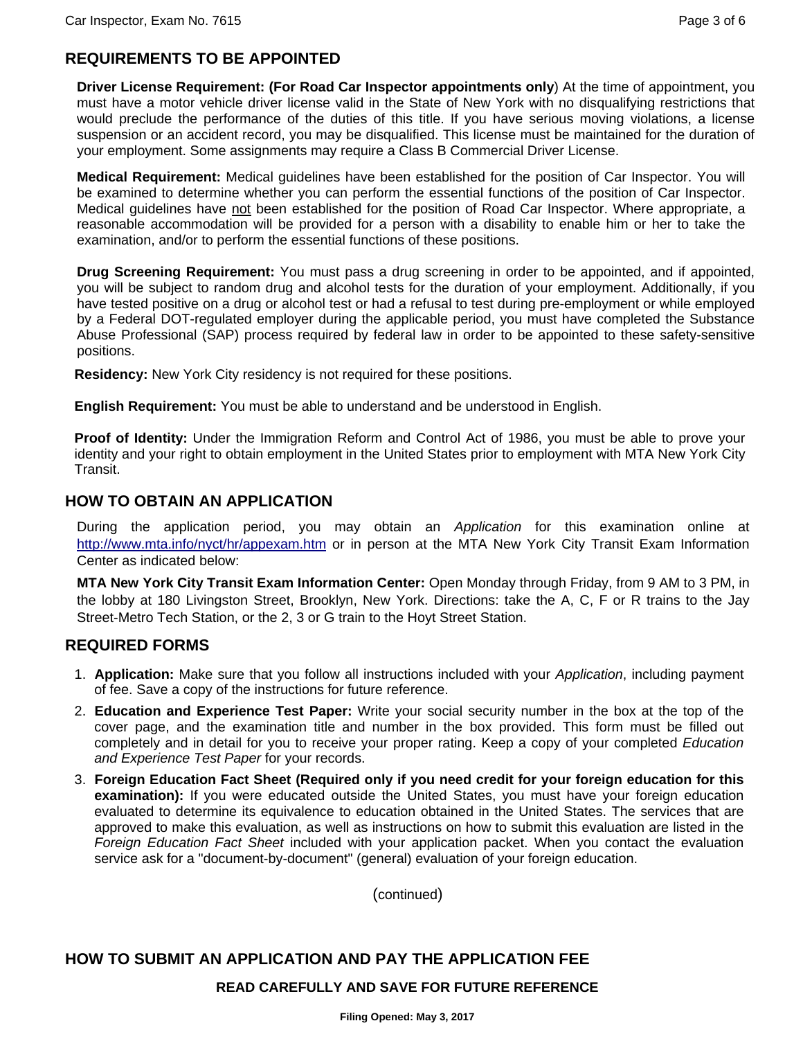## REQUIREMENTS TO BE APPOINTED

**Driver License Requirement: (For Road Car Inspector appointments only**) At the time of appointment, you must have a motor vehicle driver license valid in the State of New York with no disqualifying restrictions that would preclude the performance of the duties of this title. If you have serious moving violations, a license suspension or an accident record, you may be disqualified. This license must be maintained for the duration of your employment. Some assignments may require a Class B Commercial Driver License.

**Medical Requirement:** Medical guidelines have been established for the position of Car Inspector. You will be examined to determine whether you can perform the essential functions of the position of Car Inspector. Medical guidelines have not been established for the position of Road Car Inspector. Where appropriate, a reasonable accommodation will be provided for a person with a disability to enable him or her to take the examination, and/or to perform the essential functions of these positions.

**Drug Screening Requirement:** You must pass a drug screening in order to be appointed, and if appointed, you will be subject to random drug and alcohol tests for the duration of your employment. Additionally, if you have tested positive on a drug or alcohol test or had a refusal to test during pre-employment or while employed by a Federal DOT-regulated employer during the applicable period, you must have completed the Substance Abuse Professional (SAP) process required by federal law in order to be appointed to these safety-sensitive positions.

**Residency:** New York City residency is not required for these positions.

**English Requirement:** You must be able to understand and be understood in English.

**Proof of Identity:** Under the Immigration Reform and Control Act of 1986, you must be able to prove your identity and your right to obtain employment in the United States prior to employment with MTA New York City Transit.

## HOW TO OBTAIN AN APPLICATION

During the application period, you may obtain an *Application* for this examination online at http://www.mta.info/nyct/hr/appexam.htm or in person at the MTA New York City Transit Exam Information Center as indicated below:

**MTA New York City Transit Exam Information Center:** Open Monday through Friday, from 9 AM to 3 PM, in the lobby at 180 Livingston Street, Brooklyn, New York. Directions: take the A, C, F or R trains to the Jay Street-Metro Tech Station, or the 2, 3 or G train to the Hoyt Street Station.

## REQUIRED FORMS

1. **Application:** Make sure that you follow all instructions included with your *Application*, including payment of fee. Save a copy of the instructions for future reference.
2. **Education and Experience Test Paper:** Write your social security number in the box at the top of the cover page, and the examination title and number in the box provided. This form must be filled out completely and in detail for you to receive your proper rating. Keep a copy of your completed *Education and Experience Test Paper* for your records.
3. **Foreign Education Fact Sheet (Required only if you need credit for your foreign education for this examination):** If you were educated outside the United States, you must have your foreign education evaluated to determine its equivalence to education obtained in the United States. The services that are approved to make this evaluation, as well as instructions on how to submit this evaluation are listed in the *Foreign Education Fact Sheet* included with your application packet. When you contact the evaluation service ask for a "document-by-document" (general) evaluation of your foreign education.

(continued)

## HOW TO SUBMIT AN APPLICATION AND PAY THE APPLICATION FEE

**READ CAREFULLY AND SAVE FOR FUTURE REFERENCE**

**Filing Opened: May 3, 2017**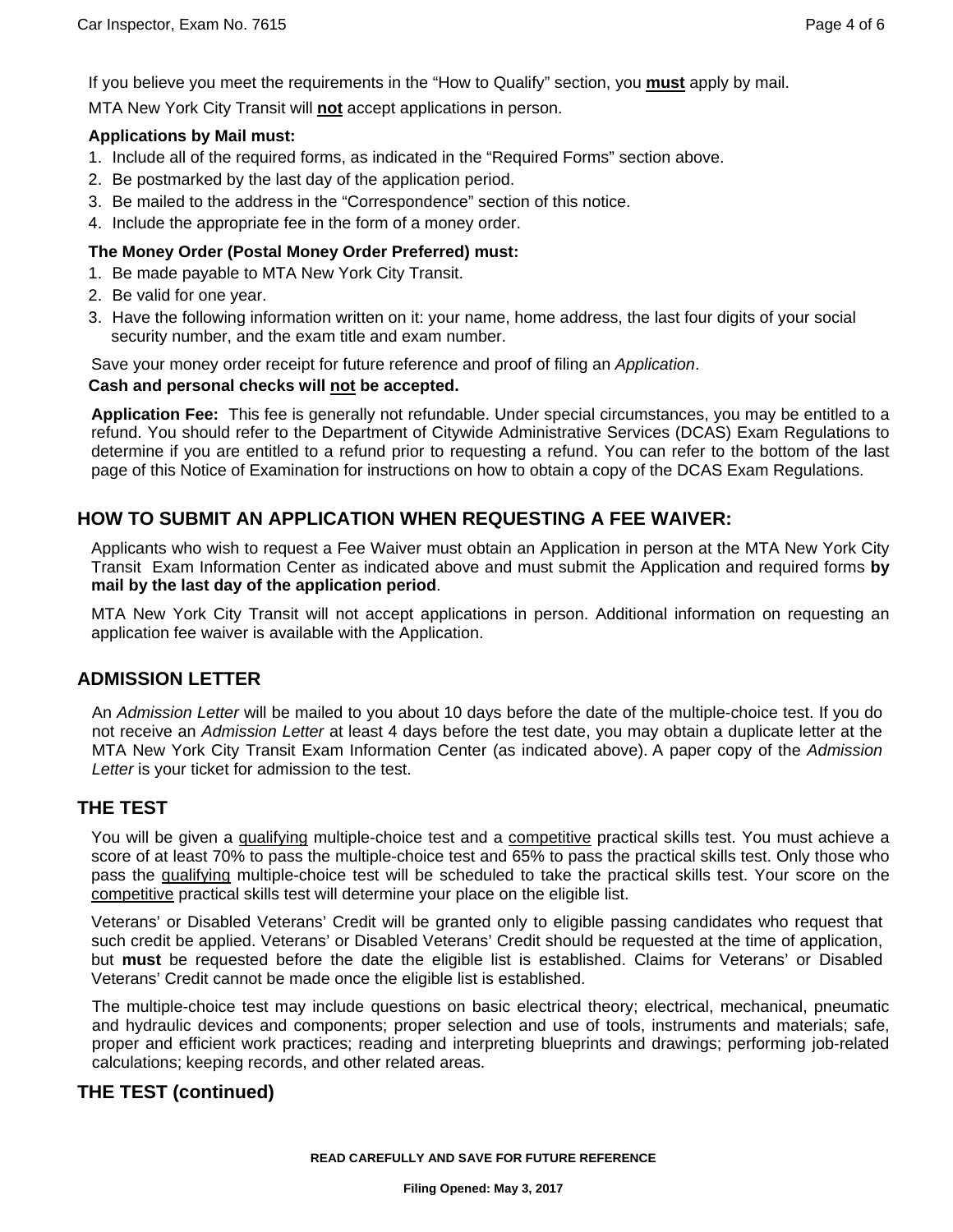If you believe you meet the requirements in the "How to Qualify" section, you **must** apply by mail.

MTA New York City Transit will **not** accept applications in person.

**Applications by Mail must:**

1. Include all of the required forms, as indicated in the "Required Forms" section above.
2. Be postmarked by the last day of the application period.
3. Be mailed to the address in the "Correspondence" section of this notice.
4. Include the appropriate fee in the form of a money order.

**The Money Order (Postal Money Order Preferred) must:**

1. Be made payable to MTA New York City Transit.
2. Be valid for one year.
3. Have the following information written on it: your name, home address, the last four digits of your social security number, and the exam title and exam number.

Save your money order receipt for future reference and proof of filing an *Application*.

**Cash and personal checks will not be accepted.**

**Application Fee:** This fee is generally not refundable. Under special circumstances, you may be entitled to a refund. You should refer to the Department of Citywide Administrative Services (DCAS) Exam Regulations to determine if you are entitled to a refund prior to requesting a refund. You can refer to the bottom of the last page of this Notice of Examination for instructions on how to obtain a copy of the DCAS Exam Regulations.

## HOW TO SUBMIT AN APPLICATION WHEN REQUESTING A FEE WAIVER:

Applicants who wish to request a Fee Waiver must obtain an Application in person at the MTA New York City Transit Exam Information Center as indicated above and must submit the Application and required forms **by mail by the last day of the application period**.

MTA New York City Transit will not accept applications in person. Additional information on requesting an application fee waiver is available with the Application.

## ADMISSION LETTER

An *Admission Letter* will be mailed to you about 10 days before the date of the multiple-choice test. If you do not receive an *Admission Letter* at least 4 days before the test date, you may obtain a duplicate letter at the MTA New York City Transit Exam Information Center (as indicated above). A paper copy of the *Admission Letter* is your ticket for admission to the test.

## THE TEST

You will be given a qualifying multiple-choice test and a competitive practical skills test. You must achieve a score of at least 70% to pass the multiple-choice test and 65% to pass the practical skills test. Only those who pass the qualifying multiple-choice test will be scheduled to take the practical skills test. Your score on the competitive practical skills test will determine your place on the eligible list.

Veterans' or Disabled Veterans' Credit will be granted only to eligible passing candidates who request that such credit be applied. Veterans' or Disabled Veterans' Credit should be requested at the time of application, but **must** be requested before the date the eligible list is established. Claims for Veterans' or Disabled Veterans' Credit cannot be made once the eligible list is established.

The multiple-choice test may include questions on basic electrical theory; electrical, mechanical, pneumatic and hydraulic devices and components; proper selection and use of tools, instruments and materials; safe, proper and efficient work practices; reading and interpreting blueprints and drawings; performing job-related calculations; keeping records, and other related areas.

## THE TEST (continued)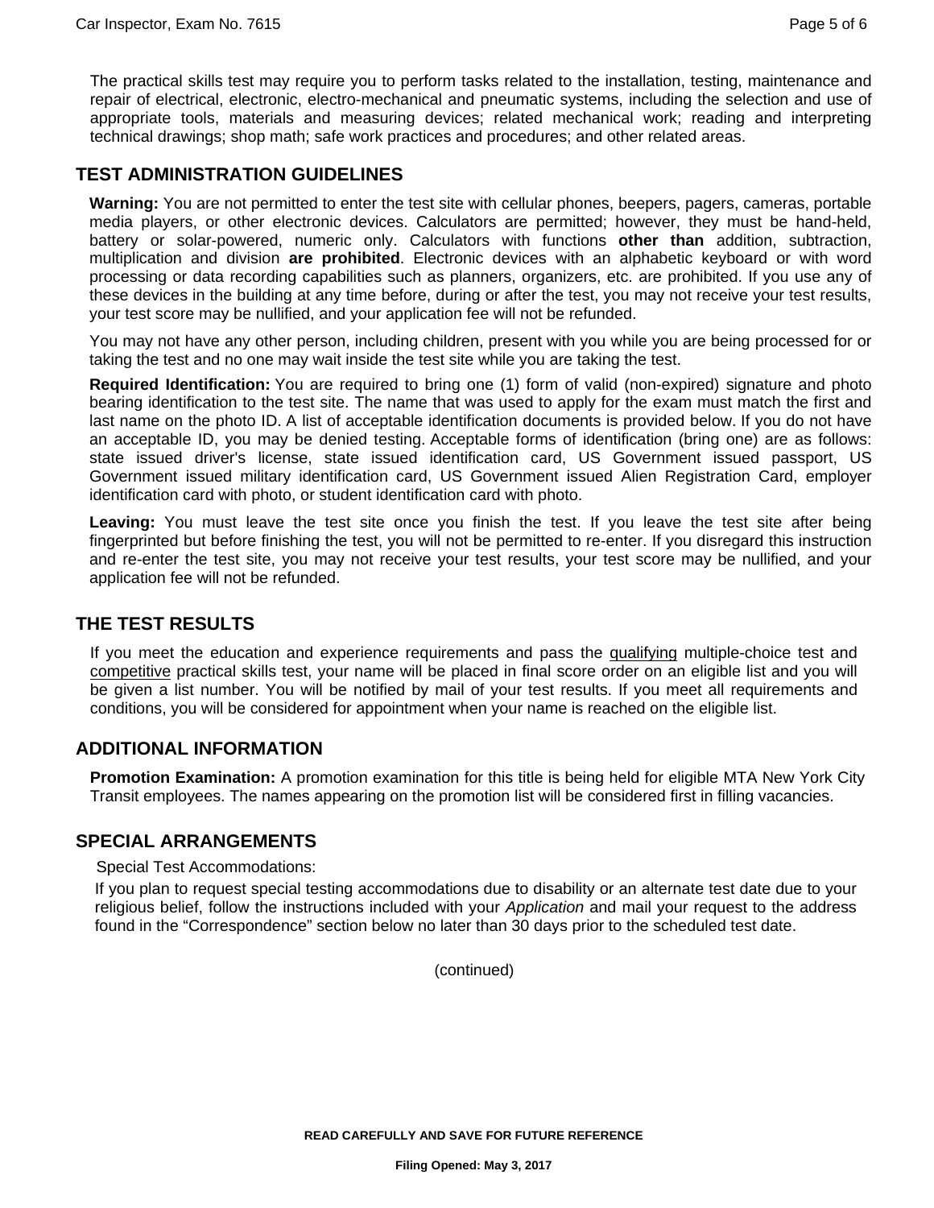The practical skills test may require you to perform tasks related to the installation, testing, maintenance and repair of electrical, electronic, electro-mechanical and pneumatic systems, including the selection and use of appropriate tools, materials and measuring devices; related mechanical work; reading and interpreting technical drawings; shop math; safe work practices and procedures; and other related areas.

## TEST ADMINISTRATION GUIDELINES

**Warning:** You are not permitted to enter the test site with cellular phones, beepers, pagers, cameras, portable media players, or other electronic devices. Calculators are permitted; however, they must be hand-held, battery or solar-powered, numeric only. Calculators with functions **other than** addition, subtraction, multiplication and division **are prohibited**. Electronic devices with an alphabetic keyboard or with word processing or data recording capabilities such as planners, organizers, etc. are prohibited. If you use any of these devices in the building at any time before, during or after the test, you may not receive your test results, your test score may be nullified, and your application fee will not be refunded.

You may not have any other person, including children, present with you while you are being processed for or taking the test and no one may wait inside the test site while you are taking the test.

**Required Identification:** You are required to bring one (1) form of valid (non-expired) signature and photo bearing identification to the test site. The name that was used to apply for the exam must match the first and last name on the photo ID. A list of acceptable identification documents is provided below. If you do not have an acceptable ID, you may be denied testing. Acceptable forms of identification (bring one) are as follows: state issued driver's license, state issued identification card, US Government issued passport, US Government issued military identification card, US Government issued Alien Registration Card, employer identification card with photo, or student identification card with photo.

**Leaving:** You must leave the test site once you finish the test. If you leave the test site after being fingerprinted but before finishing the test, you will not be permitted to re-enter. If you disregard this instruction and re-enter the test site, you may not receive your test results, your test score may be nullified, and your application fee will not be refunded.

## THE TEST RESULTS

If you meet the education and experience requirements and pass the qualifying multiple-choice test and competitive practical skills test, your name will be placed in final score order on an eligible list and you will be given a list number. You will be notified by mail of your test results. If you meet all requirements and conditions, you will be considered for appointment when your name is reached on the eligible list.

## ADDITIONAL INFORMATION

**Promotion Examination:** A promotion examination for this title is being held for eligible MTA New York City Transit employees. The names appearing on the promotion list will be considered first in filling vacancies.

## SPECIAL ARRANGEMENTS

Special Test Accommodations:

If you plan to request special testing accommodations due to disability or an alternate test date due to your religious belief, follow the instructions included with your *Application* and mail your request to the address found in the "Correspondence" section below no later than 30 days prior to the scheduled test date.

(continued)

**READ CAREFULLY AND SAVE FOR FUTURE REFERENCE**

**Filing Opened: May 3, 2017**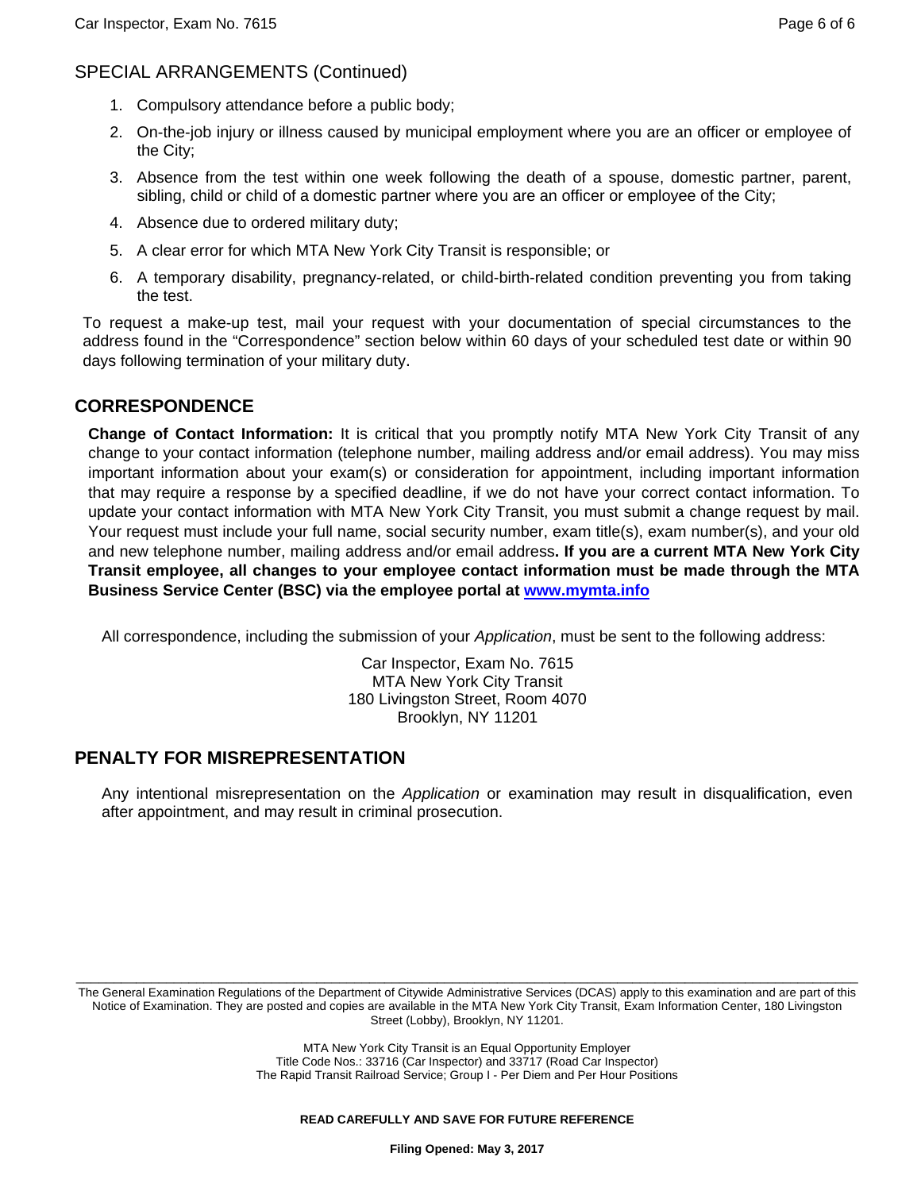## SPECIAL ARRANGEMENTS (Continued)

1. Compulsory attendance before a public body;
2. On-the-job injury or illness caused by municipal employment where you are an officer or employee of the City;
3. Absence from the test within one week following the death of a spouse, domestic partner, parent, sibling, child or child of a domestic partner where you are an officer or employee of the City;
4. Absence due to ordered military duty;
5. A clear error for which MTA New York City Transit is responsible; or
6. A temporary disability, pregnancy-related, or child-birth-related condition preventing you from taking the test.

To request a make-up test, mail your request with your documentation of special circumstances to the address found in the "Correspondence" section below within 60 days of your scheduled test date or within 90 days following termination of your military duty.

## CORRESPONDENCE

**Change of Contact Information:** It is critical that you promptly notify MTA New York City Transit of any change to your contact information (telephone number, mailing address and/or email address). You may miss important information about your exam(s) or consideration for appointment, including important information that may require a response by a specified deadline, if we do not have your correct contact information. To update your contact information with MTA New York City Transit, you must submit a change request by mail. Your request must include your full name, social security number, exam title(s), exam number(s), and your old and new telephone number, mailing address and/or email address**. If you are a current MTA New York City Transit employee, all changes to your employee contact information must be made through the MTA Business Service Center (BSC) via the employee portal at www.mymta.info**

All correspondence, including the submission of your *Application*, must be sent to the following address:

Car Inspector, Exam No. 7615
MTA New York City Transit
180 Livingston Street, Room 4070
Brooklyn, NY 11201

## PENALTY FOR MISREPRESENTATION

Any intentional misrepresentation on the *Application* or examination may result in disqualification, even after appointment, and may result in criminal prosecution.

---

The General Examination Regulations of the Department of Citywide Administrative Services (DCAS) apply to this examination and are part of this Notice of Examination. They are posted and copies are available in the MTA New York City Transit, Exam Information Center, 180 Livingston Street (Lobby), Brooklyn, NY 11201.

MTA New York City Transit is an Equal Opportunity Employer
Title Code Nos.: 33716 (Car Inspector) and 33717 (Road Car Inspector)
The Rapid Transit Railroad Service; Group I - Per Diem and Per Hour Positions

**READ CAREFULLY AND SAVE FOR FUTURE REFERENCE**

**Filing Opened: May 3, 2017**